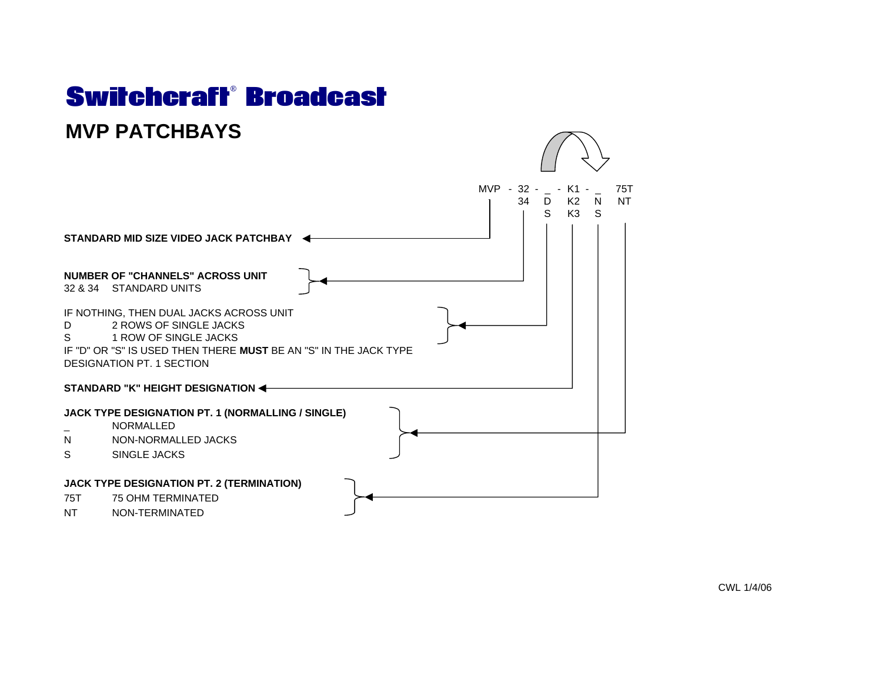# Switchcraft® Broadcast

## MVP PATCHBAYS

```
MVP - 32 - _ - K1 - _   75T
      34   D    K2   N   NT
           S    K3   S
```

**STANDARD MID SIZE VIDEO JACK PATCHBAY**

**NUMBER OF "CHANNELS" ACROSS UNIT**

32 & 34 STANDARD UNITS

IF NOTHING, THEN DUAL JACKS ACROSS UNIT

D 2 ROWS OF SINGLE JACKS

S 1 ROW OF SINGLE JACKS

IF "D" OR "S" IS USED THEN THERE **MUST** BE AN "S" IN THE JACK TYPE DESIGNATION PT. 1 SECTION

**STANDARD "K" HEIGHT DESIGNATION**

**JACK TYPE DESIGNATION PT. 1 (NORMALLING / SINGLE)**

_ NORMALLED

N NON-NORMALLED JACKS

S SINGLE JACKS

**JACK TYPE DESIGNATION PT. 2 (TERMINATION)**

75T 75 OHM TERMINATED

NT NON-TERMINATED

CWL 1/4/06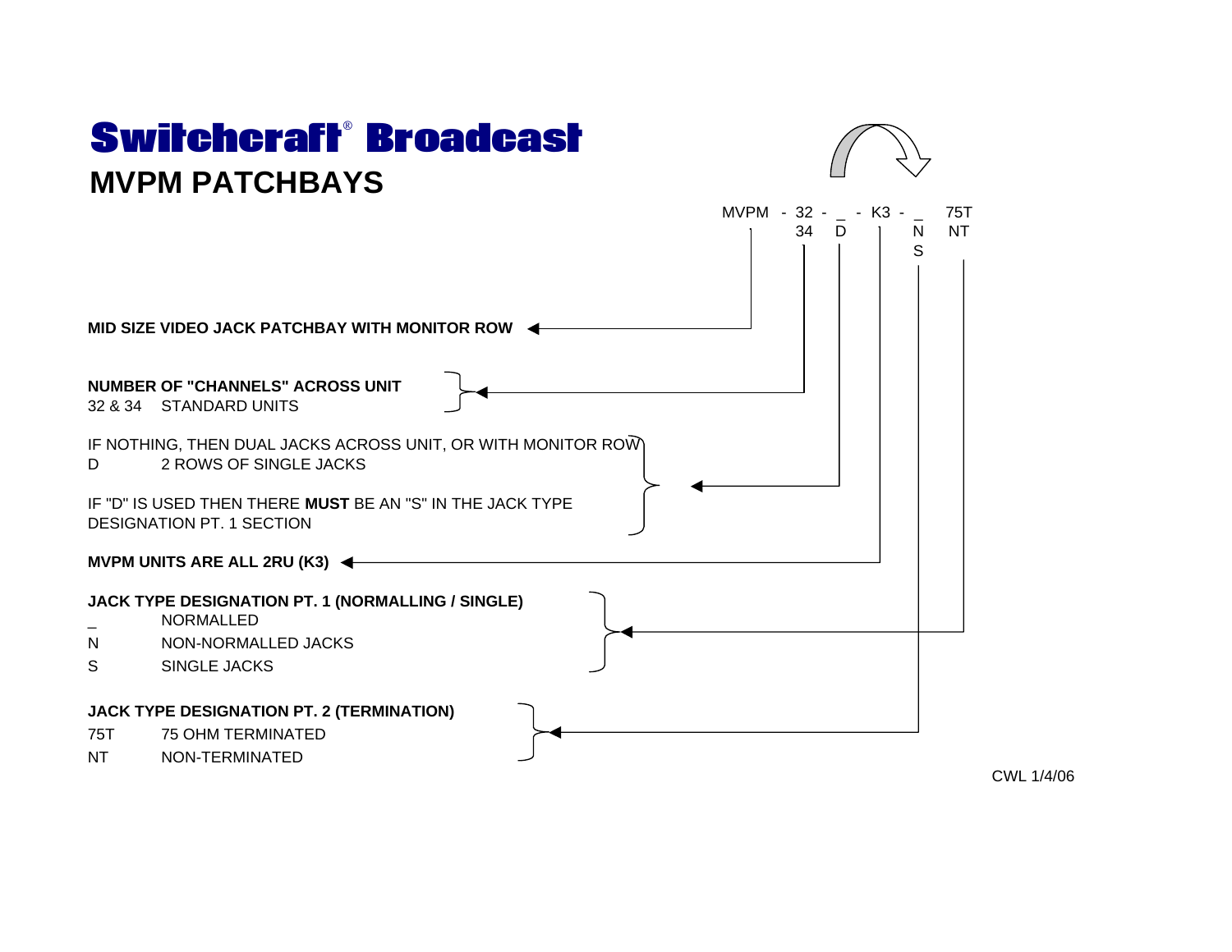# Switchcraft® Broadcast

## MVPM PATCHBAYS

MVPM - 32 - _ - K3 - _ 75T
34 D N NT
S

**MID SIZE VIDEO JACK PATCHBAY WITH MONITOR ROW**

**NUMBER OF "CHANNELS" ACROSS UNIT**
32 & 34 STANDARD UNITS

IF NOTHING, THEN DUAL JACKS ACROSS UNIT, OR WITH MONITOR ROW
D 2 ROWS OF SINGLE JACKS

IF "D" IS USED THEN THERE **MUST** BE AN "S" IN THE JACK TYPE DESIGNATION PT. 1 SECTION

**MVPM UNITS ARE ALL 2RU (K3)**

**JACK TYPE DESIGNATION PT. 1 (NORMALLING / SINGLE)**

| | |
|---|---|
| _ | NORMALLED |
| N | NON-NORMALLED JACKS |
| S | SINGLE JACKS |

**JACK TYPE DESIGNATION PT. 2 (TERMINATION)**

| | |
|---|---|
| 75T | 75 OHM TERMINATED |
| NT | NON-TERMINATED |

CWL 1/4/06